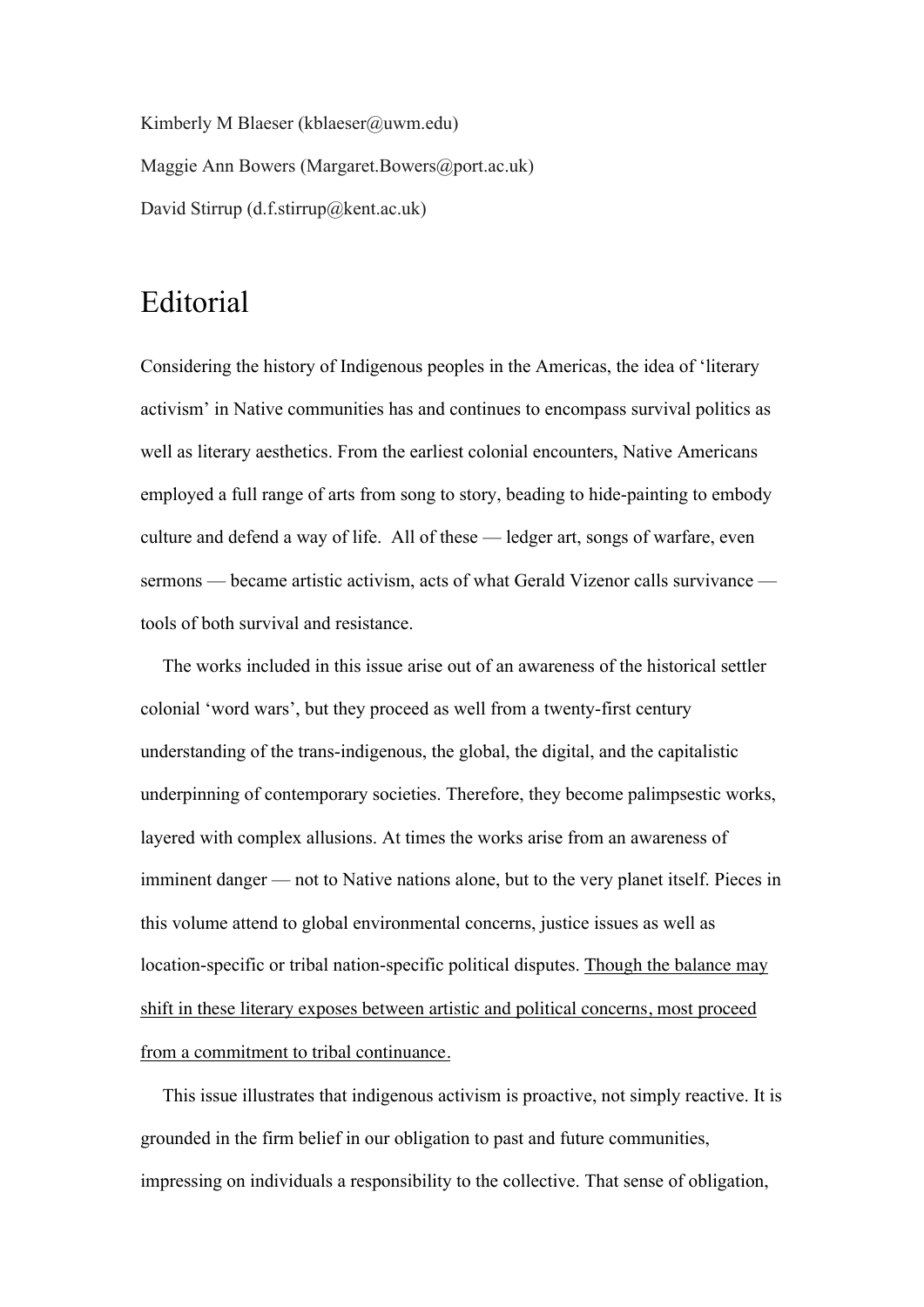Kimberly M Blaeser (kblaeser@uwm.edu)

Maggie Ann Bowers (Margaret.Bowers@port.ac.uk)

David Stirrup (d.f.stirrup@kent.ac.uk)

# Editorial

Considering the history of Indigenous peoples in the Americas, the idea of 'literary activism' in Native communities has and continues to encompass survival politics as well as literary aesthetics. From the earliest colonial encounters, Native Americans employed a full range of arts from song to story, beading to hide-painting to embody culture and defend a way of life. All of these — ledger art, songs of warfare, even sermons — became artistic activism, acts of what Gerald Vizenor calls survivance — tools of both survival and resistance.

The works included in this issue arise out of an awareness of the historical settler colonial 'word wars', but they proceed as well from a twenty-first century understanding of the trans-indigenous, the global, the digital, and the capitalistic underpinning of contemporary societies. Therefore, they become palimpsestic works, layered with complex allusions. At times the works arise from an awareness of imminent danger — not to Native nations alone, but to the very planet itself. Pieces in this volume attend to global environmental concerns, justice issues as well as location-specific or tribal nation-specific political disputes. <u>Though the balance may shift in these literary exposes between artistic and political concerns, most proceed from a commitment to tribal continuance.</u>

This issue illustrates that indigenous activism is proactive, not simply reactive. It is grounded in the firm belief in our obligation to past and future communities, impressing on individuals a responsibility to the collective. That sense of obligation,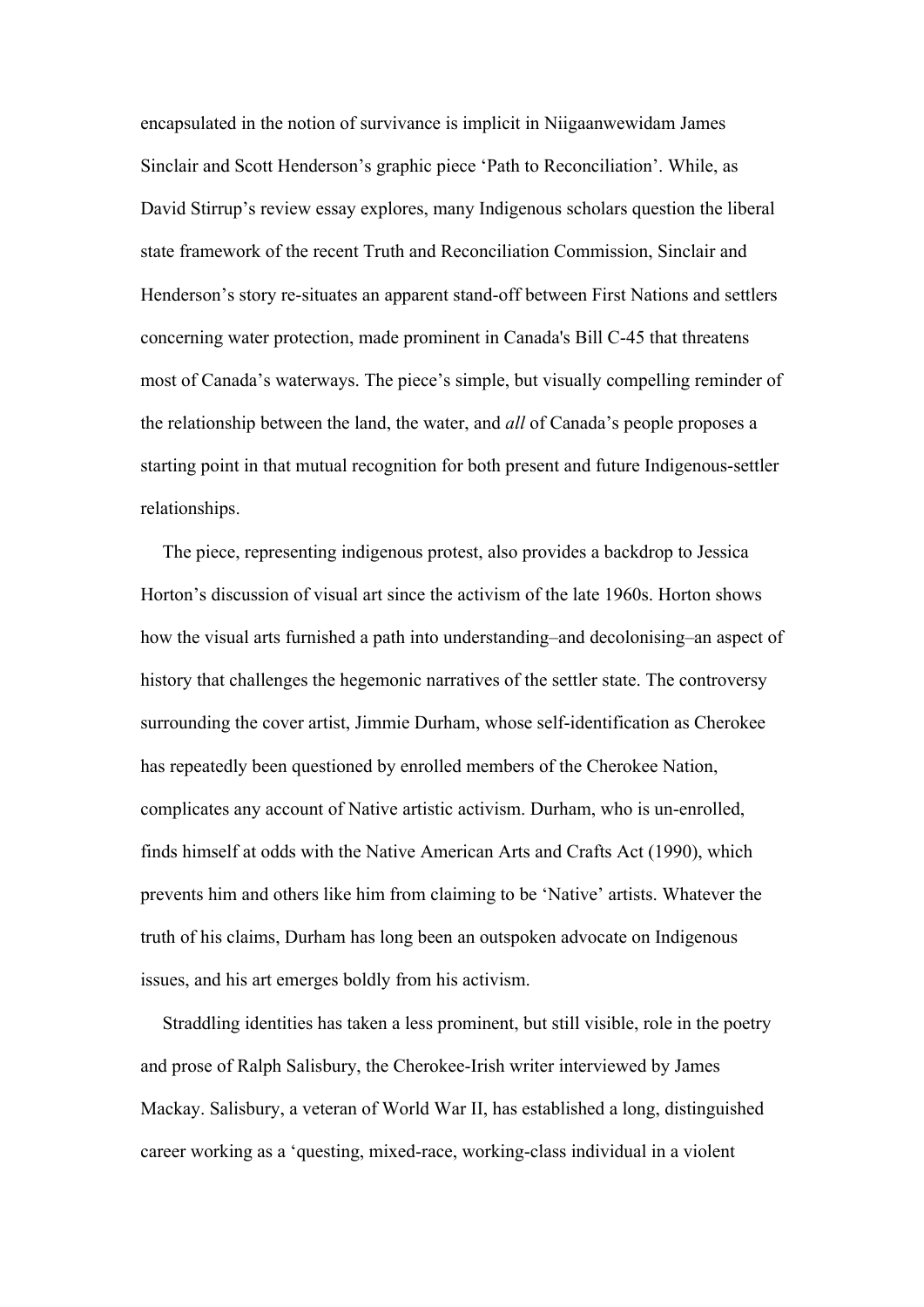encapsulated in the notion of survivance is implicit in Niigaanwewidam James Sinclair and Scott Henderson's graphic piece 'Path to Reconciliation'. While, as David Stirrup's review essay explores, many Indigenous scholars question the liberal state framework of the recent Truth and Reconciliation Commission, Sinclair and Henderson's story re-situates an apparent stand-off between First Nations and settlers concerning water protection, made prominent in Canada's Bill C-45 that threatens most of Canada's waterways. The piece's simple, but visually compelling reminder of the relationship between the land, the water, and *all* of Canada's people proposes a starting point in that mutual recognition for both present and future Indigenous-settler relationships.

The piece, representing indigenous protest, also provides a backdrop to Jessica Horton's discussion of visual art since the activism of the late 1960s. Horton shows how the visual arts furnished a path into understanding–and decolonising–an aspect of history that challenges the hegemonic narratives of the settler state. The controversy surrounding the cover artist, Jimmie Durham, whose self-identification as Cherokee has repeatedly been questioned by enrolled members of the Cherokee Nation, complicates any account of Native artistic activism. Durham, who is un-enrolled, finds himself at odds with the Native American Arts and Crafts Act (1990), which prevents him and others like him from claiming to be 'Native' artists. Whatever the truth of his claims, Durham has long been an outspoken advocate on Indigenous issues, and his art emerges boldly from his activism.

Straddling identities has taken a less prominent, but still visible, role in the poetry and prose of Ralph Salisbury, the Cherokee-Irish writer interviewed by James Mackay. Salisbury, a veteran of World War II, has established a long, distinguished career working as a 'questing, mixed-race, working-class individual in a violent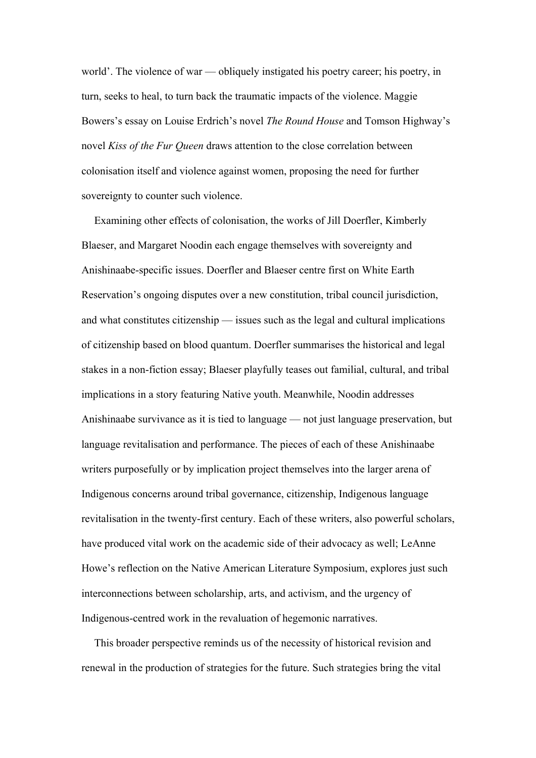world'. The violence of war — obliquely instigated his poetry career; his poetry, in turn, seeks to heal, to turn back the traumatic impacts of the violence. Maggie Bowers's essay on Louise Erdrich's novel *The Round House* and Tomson Highway's novel *Kiss of the Fur Queen* draws attention to the close correlation between colonisation itself and violence against women, proposing the need for further sovereignty to counter such violence.

Examining other effects of colonisation, the works of Jill Doerfler, Kimberly Blaeser, and Margaret Noodin each engage themselves with sovereignty and Anishinaabe-specific issues. Doerfler and Blaeser centre first on White Earth Reservation's ongoing disputes over a new constitution, tribal council jurisdiction, and what constitutes citizenship — issues such as the legal and cultural implications of citizenship based on blood quantum. Doerfler summarises the historical and legal stakes in a non-fiction essay; Blaeser playfully teases out familial, cultural, and tribal implications in a story featuring Native youth. Meanwhile, Noodin addresses Anishinaabe survivance as it is tied to language — not just language preservation, but language revitalisation and performance. The pieces of each of these Anishinaabe writers purposefully or by implication project themselves into the larger arena of Indigenous concerns around tribal governance, citizenship, Indigenous language revitalisation in the twenty-first century. Each of these writers, also powerful scholars, have produced vital work on the academic side of their advocacy as well; LeAnne Howe's reflection on the Native American Literature Symposium, explores just such interconnections between scholarship, arts, and activism, and the urgency of Indigenous-centred work in the revaluation of hegemonic narratives.

This broader perspective reminds us of the necessity of historical revision and renewal in the production of strategies for the future. Such strategies bring the vital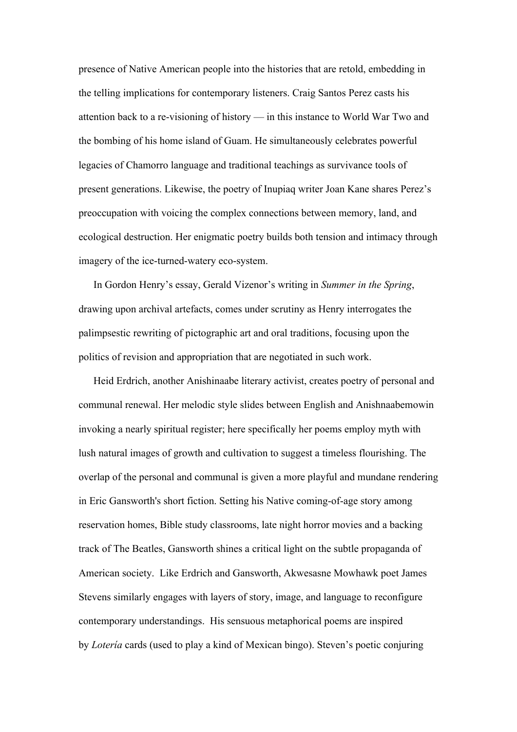presence of Native American people into the histories that are retold, embedding in the telling implications for contemporary listeners. Craig Santos Perez casts his attention back to a re-visioning of history — in this instance to World War Two and the bombing of his home island of Guam. He simultaneously celebrates powerful legacies of Chamorro language and traditional teachings as survivance tools of present generations. Likewise, the poetry of Inupiaq writer Joan Kane shares Perez's preoccupation with voicing the complex connections between memory, land, and ecological destruction. Her enigmatic poetry builds both tension and intimacy through imagery of the ice-turned-watery eco-system.

In Gordon Henry's essay, Gerald Vizenor's writing in *Summer in the Spring*, drawing upon archival artefacts, comes under scrutiny as Henry interrogates the palimpsestic rewriting of pictographic art and oral traditions, focusing upon the politics of revision and appropriation that are negotiated in such work.

Heid Erdrich, another Anishinaabe literary activist, creates poetry of personal and communal renewal. Her melodic style slides between English and Anishnaabemowin invoking a nearly spiritual register; here specifically her poems employ myth with lush natural images of growth and cultivation to suggest a timeless flourishing. The overlap of the personal and communal is given a more playful and mundane rendering in Eric Gansworth's short fiction. Setting his Native coming-of-age story among reservation homes, Bible study classrooms, late night horror movies and a backing track of The Beatles, Gansworth shines a critical light on the subtle propaganda of American society. Like Erdrich and Gansworth, Akwesasne Mowhawk poet James Stevens similarly engages with layers of story, image, and language to reconfigure contemporary understandings. His sensuous metaphorical poems are inspired by *Lotería* cards (used to play a kind of Mexican bingo). Steven's poetic conjuring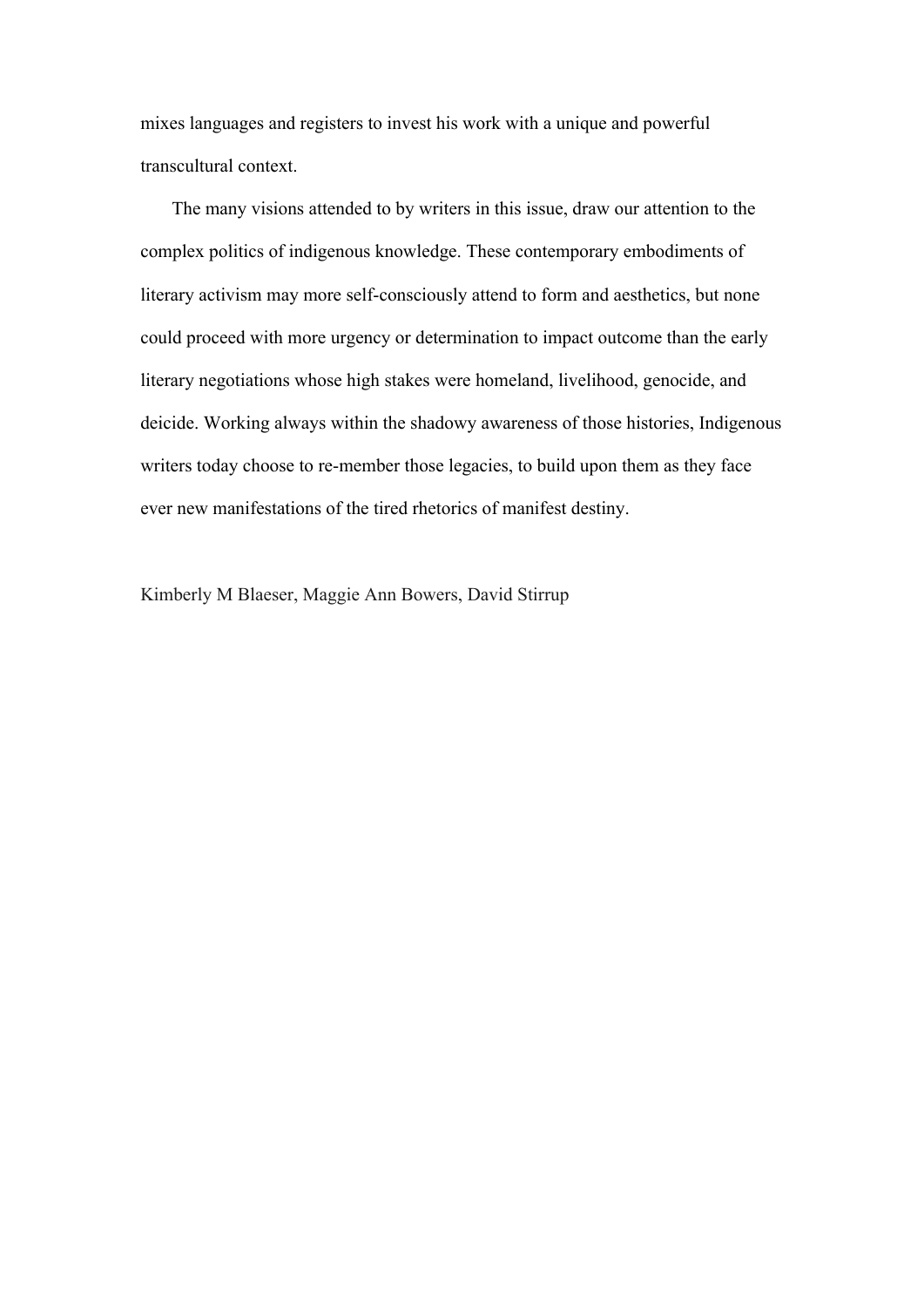mixes languages and registers to invest his work with a unique and powerful transcultural context.

The many visions attended to by writers in this issue, draw our attention to the complex politics of indigenous knowledge. These contemporary embodiments of literary activism may more self-consciously attend to form and aesthetics, but none could proceed with more urgency or determination to impact outcome than the early literary negotiations whose high stakes were homeland, livelihood, genocide, and deicide. Working always within the shadowy awareness of those histories, Indigenous writers today choose to re-member those legacies, to build upon them as they face ever new manifestations of the tired rhetorics of manifest destiny.

Kimberly M Blaeser, Maggie Ann Bowers, David Stirrup